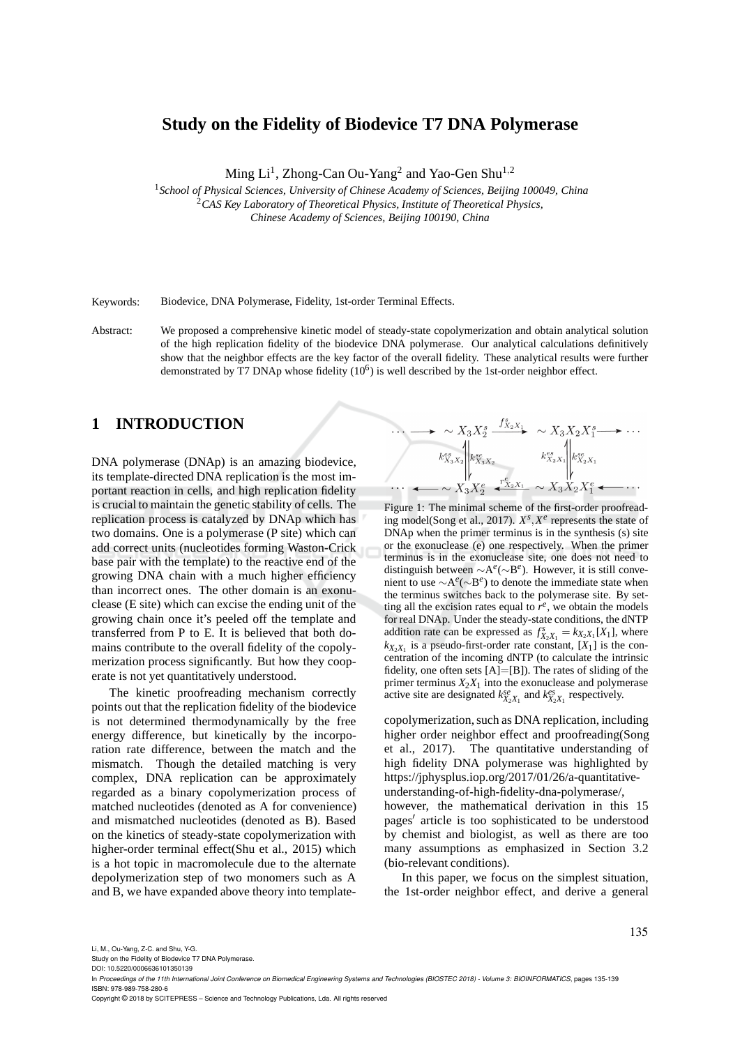# Study on the Fidelity of Biodevice T7 DNA Polymerase

Ming Li[1], Zhong-Can Ou-Yang[2] and Yao-Gen Shu[1,2]

[1]*School of Physical Sciences, University of Chinese Academy of Sciences, Beijing 100049, China*
[2]*CAS Key Laboratory of Theoretical Physics, Institute of Theoretical Physics, Chinese Academy of Sciences, Beijing 100190, China*

Keywords: Biodevice, DNA Polymerase, Fidelity, 1st-order Terminal Effects.

Abstract: We proposed a comprehensive kinetic model of steady-state copolymerization and obtain analytical solution of the high replication fidelity of the biodevice DNA polymerase. Our analytical calculations definitively show that the neighbor effects are the key factor of the overall fidelity. These analytical results were further demonstrated by T7 DNAp whose fidelity ($10^6$) is well described by the 1st-order neighbor effect.

## 1 INTRODUCTION

DNA polymerase (DNAp) is an amazing biodevice, its template-directed DNA replication is the most important reaction in cells, and high replication fidelity is crucial to maintain the genetic stability of cells. The replication process is catalyzed by DNAp which has two domains. One is a polymerase (P site) which can add correct units (nucleotides forming Waston-Crick base pair with the template) to the reactive end of the growing DNA chain with a much higher efficiency than incorrect ones. The other domain is an exonuclease (E site) which can excise the ending unit of the growing chain once it's peeled off the template and transferred from P to E. It is believed that both domains contribute to the overall fidelity of the copolymerization process significantly. But how they cooperate is not yet quantitatively understood.

The kinetic proofreading mechanism correctly points out that the replication fidelity of the biodevice is not determined thermodynamically by the free energy difference, but kinetically by the incorporation rate difference, between the match and the mismatch. Though the detailed matching is very complex, DNA replication can be approximately regarded as a binary copolymerization process of matched nucleotides (denoted as A for convenience) and mismatched nucleotides (denoted as B). Based on the kinetics of steady-state copolymerization with higher-order terminal effect(Shu et al., 2015) which is a hot topic in macromolecule due to the alternate depolymerization step of two monomers such as A and B, we have expanded above theory into template-copolymerization, such as DNA replication, including higher order neighbor effect and proofreading(Song et al., 2017). The quantitative understanding of high fidelity DNA polymerase was highlighted by https://jphysplus.iop.org/2017/01/26/a-quantitative-understanding-of-high-fidelity-dna-polymerase/, however, the mathematical derivation in this 15 pages′ article is too sophisticated to be understood by chemist and biologist, as well as there are too many assumptions as emphasized in Section 3.2 (bio-relevant conditions).

In this paper, we focus on the simplest situation, the 1st-order neighbor effect, and derive a general

$$
\begin{array}{ccccccc}
\cdots \longrightarrow & \sim X_3X_2^s & \xrightarrow{f^s_{X_2X_1}} & \sim X_3X_2X_1^s & \longrightarrow \cdots \\
& k^{es}_{X_3X_2}\uparrow\downarrow k^{se}_{X_3X_2} & & k^{es}_{X_2X_1}\uparrow\downarrow k^{se}_{X_2X_1} & \\
\cdots \longleftarrow & \sim X_3X_2^e & \xleftarrow{r^e_{X_2X_1}} & \sim X_3X_2X_1^e & \longleftarrow \cdots
\end{array}
$$

Figure 1: The minimal scheme of the first-order proofreading model(Song et al., 2017). $X^s, X^e$ represents the state of DNAp when the primer terminus is in the synthesis (s) site or the exonuclease (e) one respectively. When the primer terminus is in the exonuclease site, one does not need to distinguish between $\sim A^e(\sim B^e)$. However, it is still convenient to use $\sim A^e(\sim B^e)$ to denote the immediate state when the terminus switches back to the polymerase site. By setting all the excision rates equal to $r^e$, we obtain the models for real DNAp. Under the steady-state conditions, the dNTP addition rate can be expressed as $f^s_{X_2X_1} = k_{X_2X_1}[X_1]$, where $k_{X_2X_1}$ is a pseudo-first-order rate constant, $[X_1]$ is the concentration of the incoming dNTP (to calculate the intrinsic fidelity, one often sets [A]=[B]). The rates of sliding of the primer terminus $X_2X_1$ into the exonuclease and polymerase active site are designated $k^{se}_{X_2X_1}$ and $k^{es}_{X_2X_1}$ respectively.

Li, M., Ou-Yang, Z-C. and Shu, Y-G.
Study on the Fidelity of Biodevice T7 DNA Polymerase.
DOI: 10.5220/0006636101350139
In *Proceedings of the 11th International Joint Conference on Biomedical Engineering Systems and Technologies (BIOSTEC 2018) - Volume 3: BIOINFORMATICS*, pages 135-139
ISBN: 978-989-758-280-6
Copyright © 2018 by SCITEPRESS – Science and Technology Publications, Lda. All rights reserved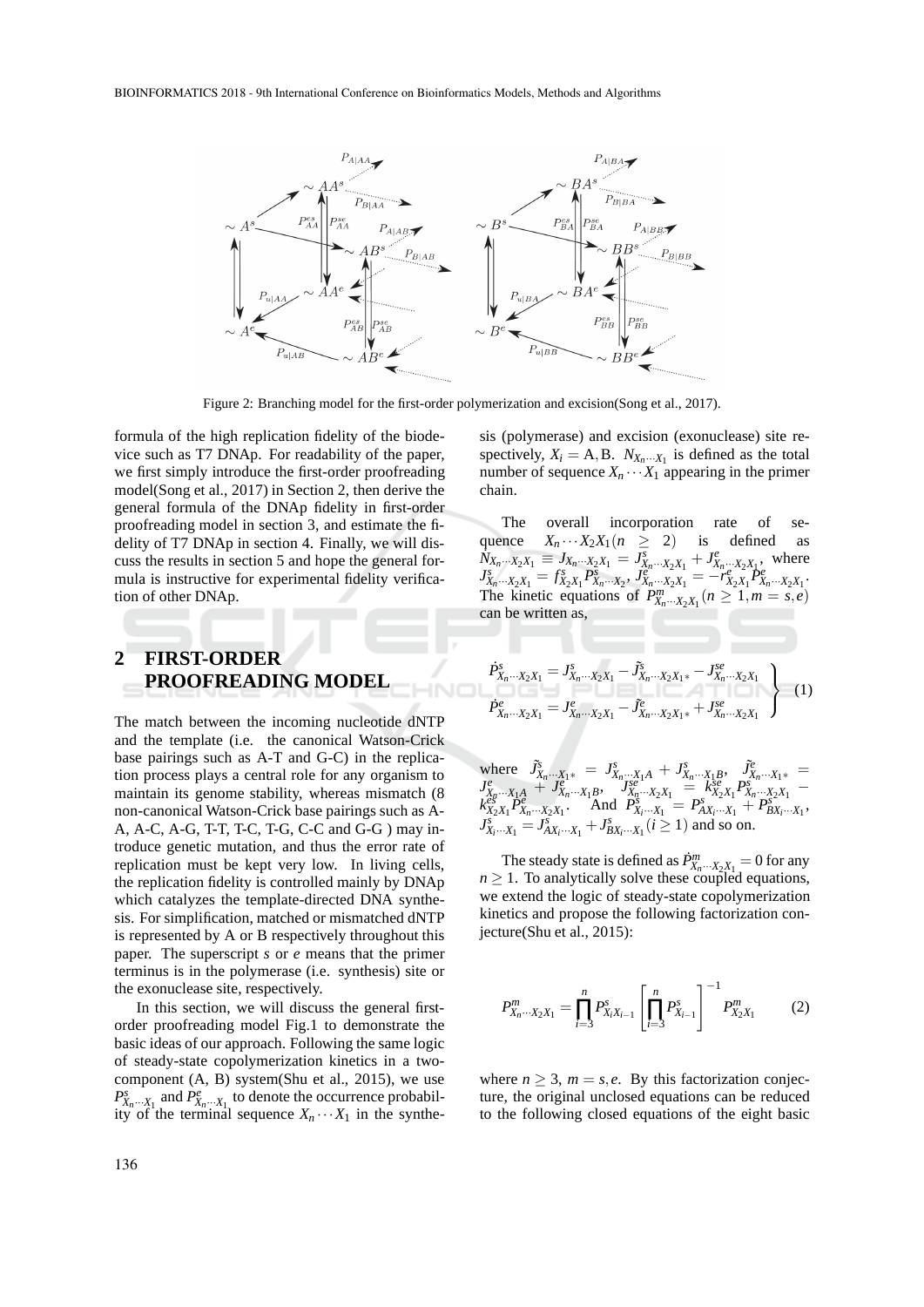Figure 2: Branching model for the first-order polymerization and excision(Song et al., 2017).

formula of the high replication fidelity of the biodevice such as T7 DNAp. For readability of the paper, we first simply introduce the first-order proofreading model(Song et al., 2017) in Section 2, then derive the general formula of the DNAp fidelity in first-order proofreading model in section 3, and estimate the fidelity of T7 DNAp in section 4. Finally, we will discuss the results in section 5 and hope the general formula is instructive for experimental fidelity verification of other DNAp.

## 2 FIRST-ORDER PROOFREADING MODEL

The match between the incoming nucleotide dNTP and the template (i.e. the canonical Watson-Crick base pairings such as A-T and G-C) in the replication process plays a central role for any organism to maintain its genome stability, whereas mismatch (8 non-canonical Watson-Crick base pairings such as A-A, A-C, A-G, T-T, T-C, T-G, C-C and G-G ) may introduce genetic mutation, and thus the error rate of replication must be kept very low. In living cells, the replication fidelity is controlled mainly by DNAp which catalyzes the template-directed DNA synthesis. For simplification, matched or mismatched dNTP is represented by A or B respectively throughout this paper. The superscript $s$ or $e$ means that the primer terminus is in the polymerase (i.e. synthesis) site or the exonuclease site, respectively.

In this section, we will discuss the general first-order proofreading model Fig.1 to demonstrate the basic ideas of our approach. Following the same logic of steady-state copolymerization kinetics in a two-component (A, B) system(Shu et al., 2015), we use $P^s_{X_n\cdots X_1}$ and $P^e_{X_n\cdots X_1}$ to denote the occurrence probability of the terminal sequence $X_n\cdots X_1$ in the synthesis (polymerase) and excision (exonuclease) site respectively, $X_i = \mathrm{A}, \mathrm{B}$. $N_{X_n\cdots X_1}$ is defined as the total number of sequence $X_n\cdots X_1$ appearing in the primer chain.

The overall incorporation rate of sequence $X_n\cdots X_2X_1 (n \geq 2)$ is defined as $\dot{N}_{X_n\cdots X_2X_1} \equiv J_{X_n\cdots X_2X_1} = J^s_{X_n\cdots X_2X_1} + J^e_{X_n\cdots X_2X_1}$, where $J^s_{X_n\cdots X_2X_1} = f^s_{X_2X_1}P^s_{X_n\cdots X_2}$, $J^e_{X_n\cdots X_2X_1} = -r^e_{X_2X_1}P^e_{X_n\cdots X_2X_1}$. The kinetic equations of $P^m_{X_n\cdots X_2X_1} (n \geq 1, m = s, e)$ can be written as,

$$\left.\begin{aligned}
\dot{P}^s_{X_n\cdots X_2X_1} &= J^s_{X_n\cdots X_2X_1} - \tilde{J}^s_{X_n\cdots X_2X_1*} - J^{se}_{X_n\cdots X_2X_1} \\
\dot{P}^e_{X_n\cdots X_2X_1} &= J^e_{X_n\cdots X_2X_1} - \tilde{J}^e_{X_n\cdots X_2X_1*} + J^{se}_{X_n\cdots X_2X_1}
\end{aligned}\right\} \quad (1)$$

where $\tilde{J}^s_{X_n\cdots X_1*} = J^s_{X_n\cdots X_1A} + J^s_{X_n\cdots X_1B}$, $\tilde{J}^e_{X_n\cdots X_1*} = J^e_{X_n\cdots X_1A} + J^e_{X_n\cdots X_1B}$, $J^{se}_{X_n\cdots X_2X_1} = k^{se}_{X_2X_1}P^s_{X_n\cdots X_2X_1} - k^{es}_{X_2X_1}P^e_{X_n\cdots X_2X_1}$. And $P^s_{X_i\cdots X_1} = P^s_{AX_i\cdots X_1} + P^s_{BX_i\cdots X_1}$, $J^s_{X_i\cdots X_1} = J^s_{AX_i\cdots X_1} + J^s_{BX_i\cdots X_1} (i \geq 1)$ and so on.

The steady state is defined as $\dot{P}^m_{X_n\cdots X_2X_1} = 0$ for any $n \geq 1$. To analytically solve these coupled equations, we extend the logic of steady-state copolymerization kinetics and propose the following factorization conjecture(Shu et al., 2015):

$$P^m_{X_n\cdots X_2X_1} = \prod_{i=3}^{n} P^s_{X_iX_{i-1}} \left[\prod_{i=3}^{n} P^s_{X_{i-1}}\right]^{-1} P^m_{X_2X_1} \quad (2)$$

where $n \geq 3$, $m = s, e$. By this factorization conjecture, the original unclosed equations can be reduced to the following closed equations of the eight basic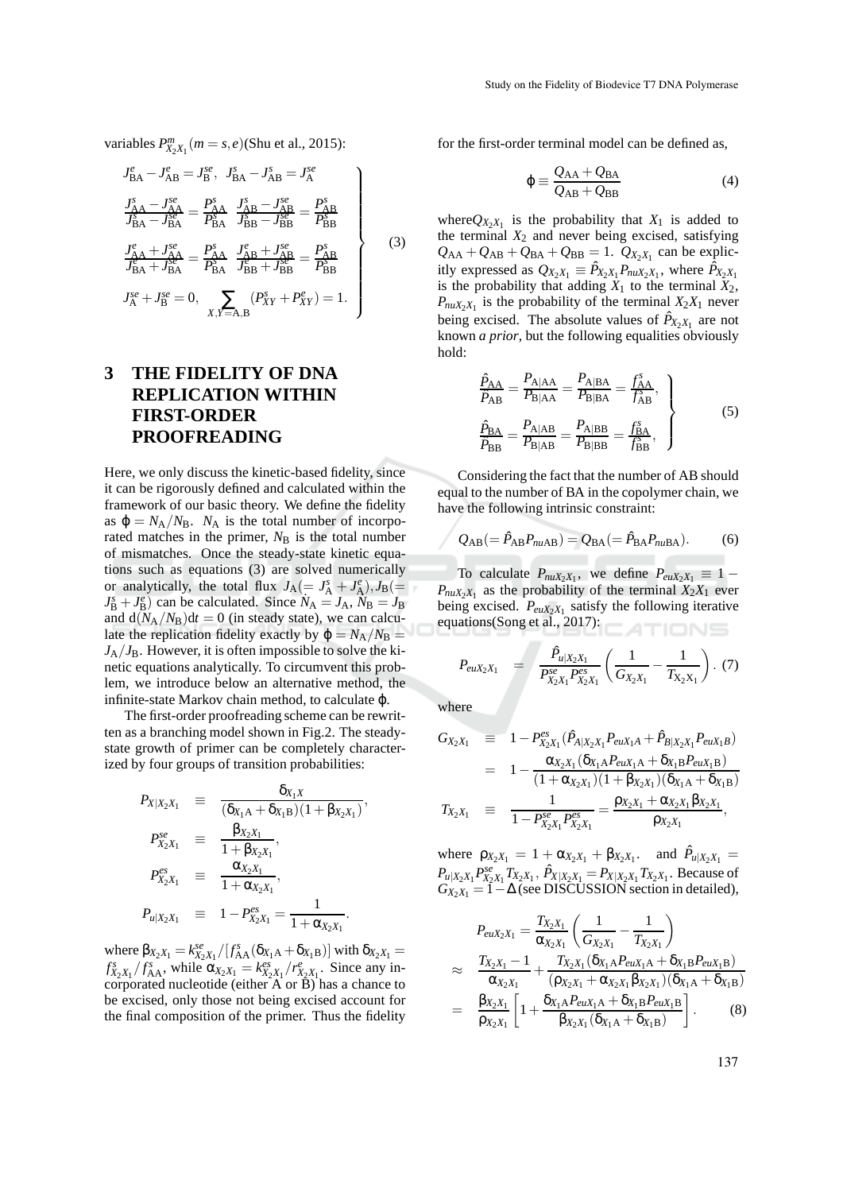variables $P^m_{X_2X_1}(m = s, e)$(Shu et al., 2015):

$$
\left.\begin{aligned}
&J^e_{\mathrm{BA}} - J^e_{\mathrm{AB}} = J^{se}_{\mathrm{B}}, \quad J^s_{\mathrm{BA}} - J^s_{\mathrm{AB}} = J^{se}_{\mathrm{A}} \\
&\frac{J^s_{\mathrm{AA}} - J^{se}_{\mathrm{AA}}}{J^s_{\mathrm{BA}} - J^{se}_{\mathrm{BA}}} = \frac{P^s_{\mathrm{AA}}}{P^s_{\mathrm{BA}}} \quad \frac{J^s_{\mathrm{AB}} - J^{se}_{\mathrm{AB}}}{J^s_{\mathrm{BB}} - J^{se}_{\mathrm{BB}}} = \frac{P^s_{\mathrm{AB}}}{P^s_{\mathrm{BB}}} \\
&\frac{J^e_{\mathrm{AA}} + J^{se}_{\mathrm{AA}}}{J^e_{\mathrm{BA}} + J^{se}_{\mathrm{BA}}} = \frac{P^s_{\mathrm{AA}}}{P^s_{\mathrm{BA}}} \quad \frac{J^e_{\mathrm{AB}} + J^{se}_{\mathrm{AB}}}{J^e_{\mathrm{BB}} + J^{se}_{\mathrm{BB}}} = \frac{P^s_{\mathrm{AB}}}{P^s_{\mathrm{BB}}} \\
&J^{se}_{\mathrm{A}} + J^{se}_{\mathrm{B}} = 0, \quad \sum_{X,Y=\mathrm{A,B}} (P^s_{XY} + P^e_{XY}) = 1.
\end{aligned}\right\} \tag{3}
$$

# 3 THE FIDELITY OF DNA REPLICATION WITHIN FIRST-ORDER PROOFREADING

Here, we only discuss the kinetic-based fidelity, since it can be rigorously defined and calculated within the framework of our basic theory. We define the fidelity as $\phi = N_{\mathrm{A}}/N_{\mathrm{B}}$. $N_{\mathrm{A}}$ is the total number of incorporated matches in the primer, $N_{\mathrm{B}}$ is the total number of mismatches. Once the steady-state kinetic equations such as equations (3) are solved numerically or analytically, the total flux $J_{\mathrm{A}}(= J^s_{\mathrm{A}} + J^e_{\mathrm{A}}), J_{\mathrm{B}}(= J^s_{\mathrm{B}} + J^e_{\mathrm{B}})$ can be calculated. Since $\dot{N}_{\mathrm{A}} = J_{\mathrm{A}}$, $\dot{N}_{\mathrm{B}} = J_{\mathrm{B}}$ and $\mathrm{d}(N_{\mathrm{A}}/N_{\mathrm{B}})\mathrm{d}t = 0$ (in steady state), we can calculate the replication fidelity exactly by $\phi = N_{\mathrm{A}}/N_{\mathrm{B}} = J_{\mathrm{A}}/J_{\mathrm{B}}$. However, it is often impossible to solve the kinetic equations analytically. To circumvent this problem, we introduce below an alternative method, the infinite-state Markov chain method, to calculate $\phi$.

The first-order proofreading scheme can be rewritten as a branching model shown in Fig.2. The steady-state growth of primer can be completely characterized by four groups of transition probabilities:

$$
\begin{aligned}
P_{X|X_2X_1} &\equiv \frac{\delta_{X_1X}}{(\delta_{X_1\mathrm{A}} + \delta_{X_1\mathrm{B}})(1 + \beta_{X_2X_1})}, \\
P^{se}_{X_2X_1} &\equiv \frac{\beta_{X_2X_1}}{1 + \beta_{X_2X_1}}, \\
P^{es}_{X_2X_1} &\equiv \frac{\alpha_{X_2X_1}}{1 + \alpha_{X_2X_1}}, \\
P_{u|X_2X_1} &\equiv 1 - P^{es}_{X_2X_1} = \frac{1}{1 + \alpha_{X_2X_1}}.
\end{aligned}
$$

where $\beta_{X_2X_1} = k^{se}_{X_2X_1}/[f^s_{\mathrm{AA}}(\delta_{X_1\mathrm{A}} + \delta_{X_1\mathrm{B}})]$ with $\delta_{X_2X_1} = f^s_{X_2X_1}/f^s_{\mathrm{AA}}$, while $\alpha_{X_2X_1} = k^{es}_{X_2X_1}/r^e_{X_2X_1}$. Since any incorporated nucleotide (either A or B) has a chance to be excised, only those not being excised account for the final composition of the primer. Thus the fidelity for the first-order terminal model can be defined as,

$$
\phi \equiv \frac{Q_{\mathrm{AA}} + Q_{\mathrm{BA}}}{Q_{\mathrm{AB}} + Q_{\mathrm{BB}}} \tag{4}
$$

where$Q_{X_2X_1}$ is the probability that $X_1$ is added to the terminal $X_2$ and never being excised, satisfying $Q_{\mathrm{AA}} + Q_{\mathrm{AB}} + Q_{\mathrm{BA}} + Q_{\mathrm{BB}} = 1$. $Q_{X_2X_1}$ can be explicitly expressed as $Q_{X_2X_1} \equiv \hat{P}_{X_2X_1}P_{nuX_2X_1}$, where $\hat{P}_{X_2X_1}$ is the probability that adding $X_1$ to the terminal $X_2$, $P_{nuX_2X_1}$ is the probability of the terminal $X_2X_1$ never being excised. The absolute values of $\hat{P}_{X_2X_1}$ are not known *a prior*, but the following equalities obviously hold:

$$
\left.\begin{aligned}
\frac{\hat{P}_{\mathrm{AA}}}{\hat{P}_{\mathrm{AB}}} = \frac{P_{\mathrm{A|AA}}}{P_{\mathrm{B|AA}}} = \frac{P_{\mathrm{A|BA}}}{P_{\mathrm{B|BA}}} = \frac{f^s_{\mathrm{AA}}}{f^s_{\mathrm{AB}}}, \\
\frac{\hat{P}_{\mathrm{BA}}}{\hat{P}_{\mathrm{BB}}} = \frac{P_{\mathrm{A|AB}}}{P_{\mathrm{B|AB}}} = \frac{P_{\mathrm{A|BB}}}{P_{\mathrm{B|BB}}} = \frac{f^s_{\mathrm{BA}}}{f^s_{\mathrm{BB}}},
\end{aligned}\right\} \tag{5}
$$

Considering the fact that the number of AB should equal to the number of BA in the copolymer chain, we have the following intrinsic constraint:

$$
Q_{\mathrm{AB}}(= \hat{P}_{\mathrm{AB}}P_{nu\mathrm{AB}}) = Q_{\mathrm{BA}}(= \hat{P}_{\mathrm{BA}}P_{nu\mathrm{BA}}). \tag{6}
$$

To calculate $P_{nuX_2X_1}$, we define $P_{euX_2X_1} \equiv 1 - P_{nuX_2X_1}$ as the probability of the terminal $X_2X_1$ ever being excised. $P_{euX_2X_1}$ satisfy the following iterative equations(Song et al., 2017):

$$
P_{euX_2X_1} = \frac{\hat{P}_{u|X_2X_1}}{P^{se}_{X_2X_1}P^{es}_{X_2X_1}}\left(\frac{1}{G_{X_2X_1}} - \frac{1}{T_{X_2X_1}}\right). \tag{7}
$$

where

$$
\begin{aligned}
G_{X_2X_1} &\equiv 1 - P^{es}_{X_2X_1}(\hat{P}_{A|X_2X_1}P_{euX_1A} + \hat{P}_{B|X_2X_1}P_{euX_1\mathrm{B}}) \\
&= 1 - \frac{\alpha_{X_2X_1}(\delta_{X_1\mathrm{A}}P_{euX_1\mathrm{A}} + \delta_{X_1\mathrm{B}}P_{euX_1\mathrm{B}})}{(1 + \alpha_{X_2X_1})(1 + \beta_{X_2X_1})(\delta_{X_1\mathrm{A}} + \delta_{X_1\mathrm{B}})} \\
T_{X_2X_1} &\equiv \frac{1}{1 - P^{se}_{X_2X_1}P^{es}_{X_2X_1}} = \frac{\rho_{X_2X_1} + \alpha_{X_2X_1}\beta_{X_2X_1}}{\rho_{X_2X_1}},
\end{aligned}
$$

where $\rho_{X_2X_1} = 1 + \alpha_{X_2X_1} + \beta_{X_2X_1}$. and $\hat{P}_{u|X_2X_1} = P_{u|X_2X_1}P^{se}_{X_2X_1}T_{X_2X_1}$, $\hat{P}_{X|X_2X_1} = P_{X|X_2X_1}T_{X_2X_1}$. Because of $G_{X_2X_1} = 1 - \Delta$ (see DISCUSSION section in detailed),

$$
\begin{aligned}
P_{euX_2X_1} &= \frac{T_{X_2X_1}}{\alpha_{X_2X_1}}\left(\frac{1}{G_{X_2X_1}} - \frac{1}{T_{X_2X_1}}\right) \\
&\approx \frac{T_{X_2X_1} - 1}{\alpha_{X_2X_1}} + \frac{T_{X_2X_1}(\delta_{X_1\mathrm{A}}P_{euX_1\mathrm{A}} + \delta_{X_1\mathrm{B}}P_{euX_1\mathrm{B}})}{(\rho_{X_2X_1} + \alpha_{X_2X_1}\beta_{X_2X_1})(\delta_{X_1\mathrm{A}} + \delta_{X_1\mathrm{B}})} \\
&= \frac{\beta_{X_2X_1}}{\rho_{X_2X_1}}\left[1 + \frac{\delta_{X_1\mathrm{A}}P_{euX_1\mathrm{A}} + \delta_{X_1\mathrm{B}}P_{euX_1\mathrm{B}}}{\beta_{X_2X_1}(\delta_{X_1\mathrm{A}} + \delta_{X_1\mathrm{B}})}\right].
\end{aligned} \tag{8}
$$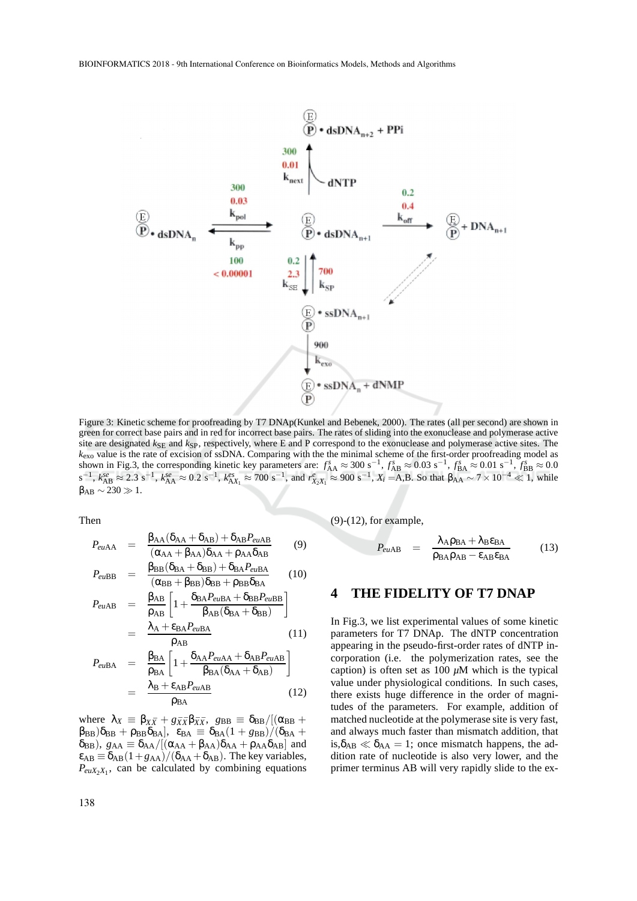Figure 3: Kinetic scheme for proofreading by T7 DNAp(Kunkel and Bebenek, 2000). The rates (all per second) are shown in green for correct base pairs and in red for incorrect base pairs. The rates of sliding into the exonuclease and polymerase active site are designated $k_{SE}$ and $k_{SP}$, respectively, where E and P correspond to the exonuclease and polymerase active sites. The $k_{exo}$ value is the rate of excision of ssDNA. Comparing with the the minimal scheme of the first-order proofreading model as shown in Fig.3, the corresponding kinetic key parameters are: $f^s_{AA} \approx 300\ s^{-1}$, $f^s_{AB} \approx 0.03\ s^{-1}$, $f^s_{BA} \approx 0.01\ s^{-1}$, $f^s_{BB} \approx 0.0\ s^{-1}$, $k^{se}_{AB} \approx 2.3\ s^{-1}$, $k^{se}_{AA} \approx 0.2\ s^{-1}$, $k^{es}_{AX_1} \approx 700\ s^{-1}$, and $r^e_{X_2X_1} \approx 900\ s^{-1}$, $X_i$ =A,B. So that $\beta_{AA} \sim 7 \times 10^{-4} \ll 1$, while $\beta_{AB} \sim 230 \gg 1$.

Then

$$P_{euAA} = \frac{\beta_{AA}(\delta_{AA}+\delta_{AB})+\delta_{AB}P_{euAB}}{(\alpha_{AA}+\beta_{AA})\delta_{AA}+\rho_{AA}\delta_{AB}} \quad (9)$$

$$P_{euBB} = \frac{\beta_{BB}(\delta_{BA}+\delta_{BB})+\delta_{BA}P_{euBA}}{(\alpha_{BB}+\beta_{BB})\delta_{BB}+\rho_{BB}\delta_{BA}} \quad (10)$$

$$P_{euAB} = \frac{\beta_{AB}}{\rho_{AB}}\left[1+\frac{\delta_{BA}P_{euBA}+\delta_{BB}P_{euBB}}{\beta_{AB}(\delta_{BA}+\delta_{BB})}\right] = \frac{\lambda_A+\varepsilon_{BA}P_{euBA}}{\rho_{AB}} \quad (11)$$

$$P_{euBA} = \frac{\beta_{BA}}{\rho_{BA}}\left[1+\frac{\delta_{AA}P_{euAA}+\delta_{AB}P_{euAB}}{\beta_{BA}(\delta_{AA}+\delta_{AB})}\right] = \frac{\lambda_B+\varepsilon_{AB}P_{euAB}}{\rho_{BA}} \quad (12)$$

where $\lambda_X \equiv \beta_{X\bar{X}} + g_{\bar{X}\bar{X}}\beta_{\bar{X}\bar{X}}$, $g_{BB} \equiv \delta_{BB}/[(\alpha_{BB}+\beta_{BB})\delta_{BB}+\rho_{BB}\delta_{BA}]$, $\varepsilon_{BA} \equiv \delta_{BA}(1+g_{BB})/(\delta_{BA}+\delta_{BB})$, $g_{AA} \equiv \delta_{AA}/[(\alpha_{AA}+\beta_{AA})\delta_{AA}+\rho_{AA}\delta_{AB}]$ and $\varepsilon_{AB} \equiv \delta_{AB}(1+g_{AA})/(\delta_{AA}+\delta_{AB})$. The key variables, $P_{euX_2X_1}$, can be calculated by combining equations (9)-(12), for example,

$$P_{euAB} = \frac{\lambda_A\rho_{BA}+\lambda_B\varepsilon_{BA}}{\rho_{BA}\rho_{AB}-\varepsilon_{AB}\varepsilon_{BA}} \quad (13)$$

## 4 THE FIDELITY OF T7 DNAP

In Fig.3, we list experimental values of some kinetic parameters for T7 DNAp. The dNTP concentration appearing in the pseudo-first-order rates of dNTP incorporation (i.e. the polymerization rates, see the caption) is often set as 100 $\mu$M which is the typical value under physiological conditions. In such cases, there exists huge difference in the order of magnitudes of the parameters. For example, addition of matched nucleotide at the polymerase site is very fast, and always much faster than mismatch addition, that is,$\delta_{AB} \ll \delta_{AA} = 1$; once mismatch happens, the addition rate of nucleotide is also very lower, and the primer terminus AB will very rapidly slide to the ex-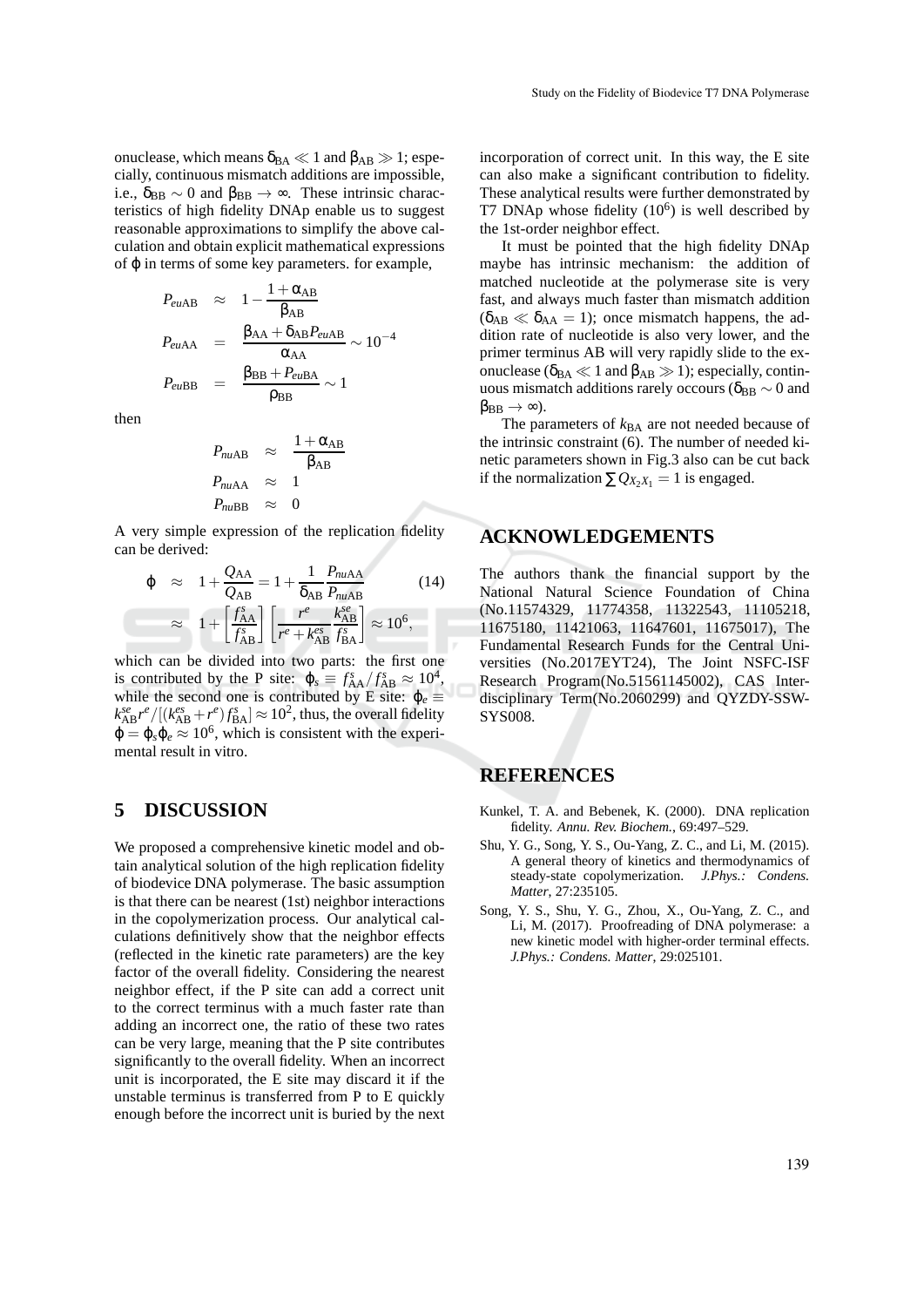onuclease, which means $\delta_{\rm BA} \ll 1$ and $\beta_{\rm AB} \gg 1$; especially, continuous mismatch additions are impossible, i.e., $\delta_{\rm BB} \sim 0$ and $\beta_{\rm BB} \to \infty$. These intrinsic characteristics of high fidelity DNAp enable us to suggest reasonable approximations to simplify the above calculation and obtain explicit mathematical expressions of $\varphi$ in terms of some key parameters. for example,

$$
\begin{aligned}
P_{eu\rm AB} &\approx 1 - \frac{1+\alpha_{\rm AB}}{\beta_{\rm AB}} \\
P_{eu\rm AA} &= \frac{\beta_{\rm AA} + \delta_{\rm AB} P_{eu\rm AB}}{\alpha_{\rm AA}} \sim 10^{-4} \\
P_{eu\rm BB} &= \frac{\beta_{\rm BB} + P_{eu\rm BA}}{\rho_{\rm BB}} \sim 1
\end{aligned}
$$

then

$$
\begin{aligned}
P_{nu\rm AB} &\approx \frac{1+\alpha_{\rm AB}}{\beta_{\rm AB}} \\
P_{nu\rm AA} &\approx 1 \\
P_{nu\rm BB} &\approx 0
\end{aligned}
$$

A very simple expression of the replication fidelity can be derived:

$$
\begin{aligned}
\varphi &\approx 1 + \frac{Q_{\rm AA}}{Q_{\rm AB}} = 1 + \frac{1}{\delta_{\rm AB}} \frac{P_{nu\rm AA}}{P_{nu\rm AB}} \qquad (14) \\
&\approx 1 + \left[\frac{f^s_{\rm AA}}{f^s_{\rm AB}}\right] \left[\frac{r^e}{r^e + k^{es}_{\rm AB}} \frac{k^{se}_{\rm AB}}{f^s_{\rm BA}}\right] \approx 10^6,
\end{aligned}
$$

which can be divided into two parts: the first one is contributed by the P site: $\varphi_s \equiv f^s_{\rm AA}/f^s_{\rm AB} \approx 10^4$, while the second one is contributed by E site: $\varphi_e \equiv k^{se}_{\rm AB} r^e / [(k^{es}_{\rm AB} + r^e) f^s_{\rm BA}] \approx 10^2$, thus, the overall fidelity $\varphi = \varphi_s \varphi_e \approx 10^6$, which is consistent with the experimental result in vitro.

## 5 DISCUSSION

We proposed a comprehensive kinetic model and obtain analytical solution of the high replication fidelity of biodevice DNA polymerase. The basic assumption is that there can be nearest (1st) neighbor interactions in the copolymerization process. Our analytical calculations definitively show that the neighbor effects (reflected in the kinetic rate parameters) are the key factor of the overall fidelity. Considering the nearest neighbor effect, if the P site can add a correct unit to the correct terminus with a much faster rate than adding an incorrect one, the ratio of these two rates can be very large, meaning that the P site contributes significantly to the overall fidelity. When an incorrect unit is incorporated, the E site may discard it if the unstable terminus is transferred from P to E quickly enough before the incorrect unit is buried by the next incorporation of correct unit. In this way, the E site can also make a significant contribution to fidelity. These analytical results were further demonstrated by T7 DNAp whose fidelity ($10^6$) is well described by the 1st-order neighbor effect.

It must be pointed that the high fidelity DNAp maybe has intrinsic mechanism: the addition of matched nucleotide at the polymerase site is very fast, and always much faster than mismatch addition ($\delta_{\rm AB} \ll \delta_{\rm AA} = 1$); once mismatch happens, the addition rate of nucleotide is also very lower, and the primer terminus AB will very rapidly slide to the exonuclease ($\delta_{\rm BA} \ll 1$ and $\beta_{\rm AB} \gg 1$); especially, continuous mismatch additions rarely occours ($\delta_{\rm BB} \sim 0$ and $\beta_{\rm BB} \to \infty$).

The parameters of $k_{\rm BA}$ are not needed because of the intrinsic constraint (6). The number of needed kinetic parameters shown in Fig.3 also can be cut back if the normalization $\sum Q_{X_2 X_1} = 1$ is engaged.

## ACKNOWLEDGEMENTS

The authors thank the financial support by the National Natural Science Foundation of China (No.11574329, 11774358, 11322543, 11105218, 11675180, 11421063, 11647601, 11675017), The Fundamental Research Funds for the Central Universities (No.2017EYT24), The Joint NSFC-ISF Research Program(No.51561145002), CAS Interdisciplinary Term(No.2060299) and QYZDY-SSW-SYS008.

## REFERENCES

Kunkel, T. A. and Bebenek, K. (2000). DNA replication fidelity. *Annu. Rev. Biochem.*, 69:497–529.

Shu, Y. G., Song, Y. S., Ou-Yang, Z. C., and Li, M. (2015). A general theory of kinetics and thermodynamics of steady-state copolymerization. *J.Phys.: Condens. Matter*, 27:235105.

Song, Y. S., Shu, Y. G., Zhou, X., Ou-Yang, Z. C., and Li, M. (2017). Proofreading of DNA polymerase: a new kinetic model with higher-order terminal effects. *J.Phys.: Condens. Matter*, 29:025101.